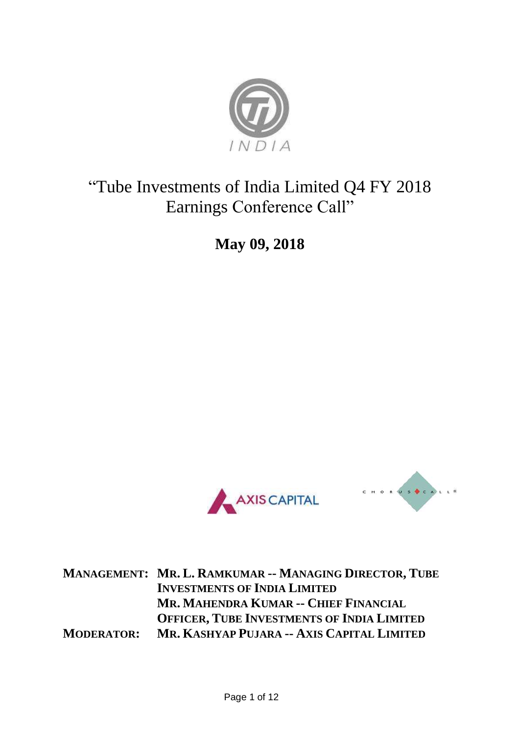INDIA

# "Tube Investments of India Limited Q4 FY 2018 Earnings Conference Call"

**May 09, 2018**

AXIS CAPITAL

CHORUS CALL®

**MANAGEMENT:** **MR. L. RAMKUMAR -- MANAGING DIRECTOR, TUBE INVESTMENTS OF INDIA LIMITED**
**MR. MAHENDRA KUMAR -- CHIEF FINANCIAL OFFICER, TUBE INVESTMENTS OF INDIA LIMITED**

**MODERATOR:** **MR. KASHYAP PUJARA -- AXIS CAPITAL LIMITED**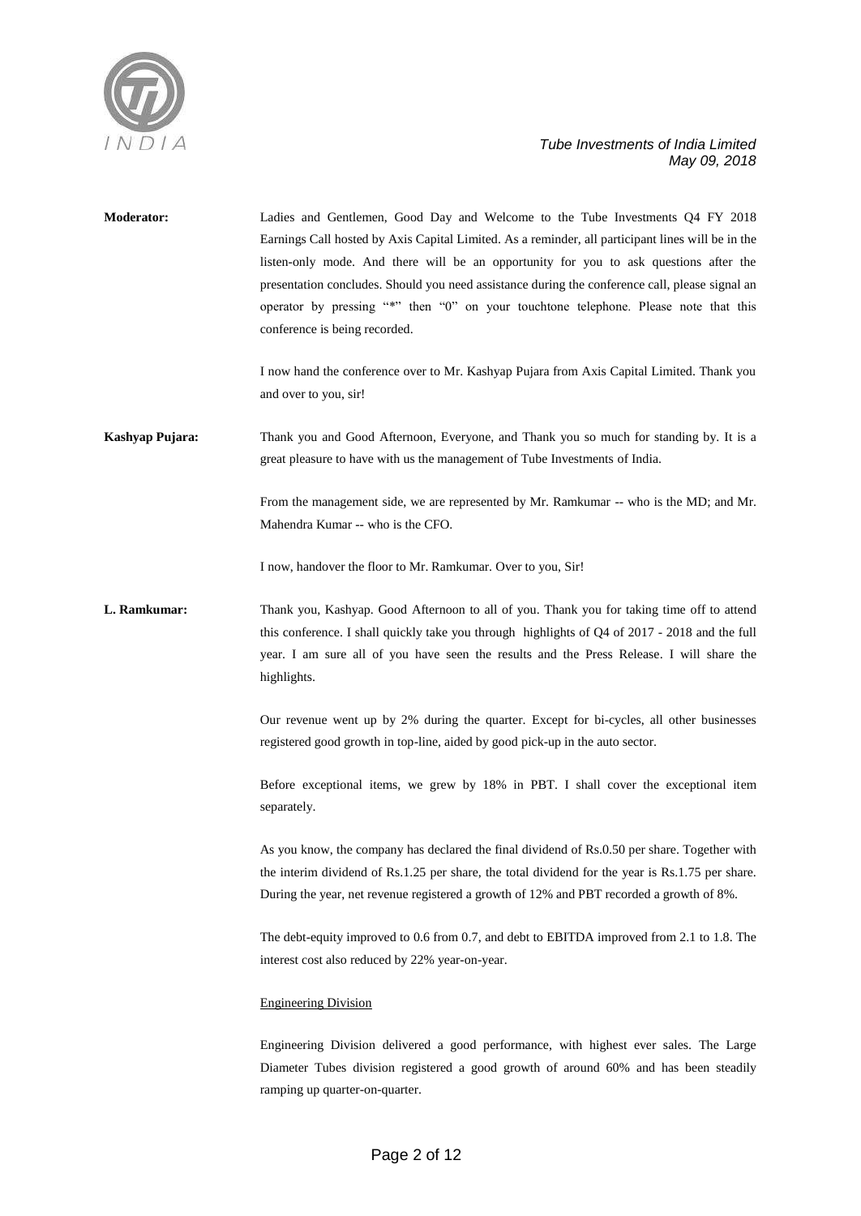**Moderator:** Ladies and Gentlemen, Good Day and Welcome to the Tube Investments Q4 FY 2018 Earnings Call hosted by Axis Capital Limited. As a reminder, all participant lines will be in the listen-only mode. And there will be an opportunity for you to ask questions after the presentation concludes. Should you need assistance during the conference call, please signal an operator by pressing "*" then "0" on your touchtone telephone. Please note that this conference is being recorded.

I now hand the conference over to Mr. Kashyap Pujara from Axis Capital Limited. Thank you and over to you, sir!

**Kashyap Pujara:** Thank you and Good Afternoon, Everyone, and Thank you so much for standing by. It is a great pleasure to have with us the management of Tube Investments of India.

From the management side, we are represented by Mr. Ramkumar -- who is the MD; and Mr. Mahendra Kumar -- who is the CFO.

I now, handover the floor to Mr. Ramkumar. Over to you, Sir!

**L. Ramkumar:** Thank you, Kashyap. Good Afternoon to all of you. Thank you for taking time off to attend this conference. I shall quickly take you through highlights of Q4 of 2017 - 2018 and the full year. I am sure all of you have seen the results and the Press Release. I will share the highlights.

Our revenue went up by 2% during the quarter. Except for bi-cycles, all other businesses registered good growth in top-line, aided by good pick-up in the auto sector.

Before exceptional items, we grew by 18% in PBT. I shall cover the exceptional item separately.

As you know, the company has declared the final dividend of Rs.0.50 per share. Together with the interim dividend of Rs.1.25 per share, the total dividend for the year is Rs.1.75 per share. During the year, net revenue registered a growth of 12% and PBT recorded a growth of 8%.

The debt-equity improved to 0.6 from 0.7, and debt to EBITDA improved from 2.1 to 1.8. The interest cost also reduced by 22% year-on-year.

Engineering Division

Engineering Division delivered a good performance, with highest ever sales. The Large Diameter Tubes division registered a good growth of around 60% and has been steadily ramping up quarter-on-quarter.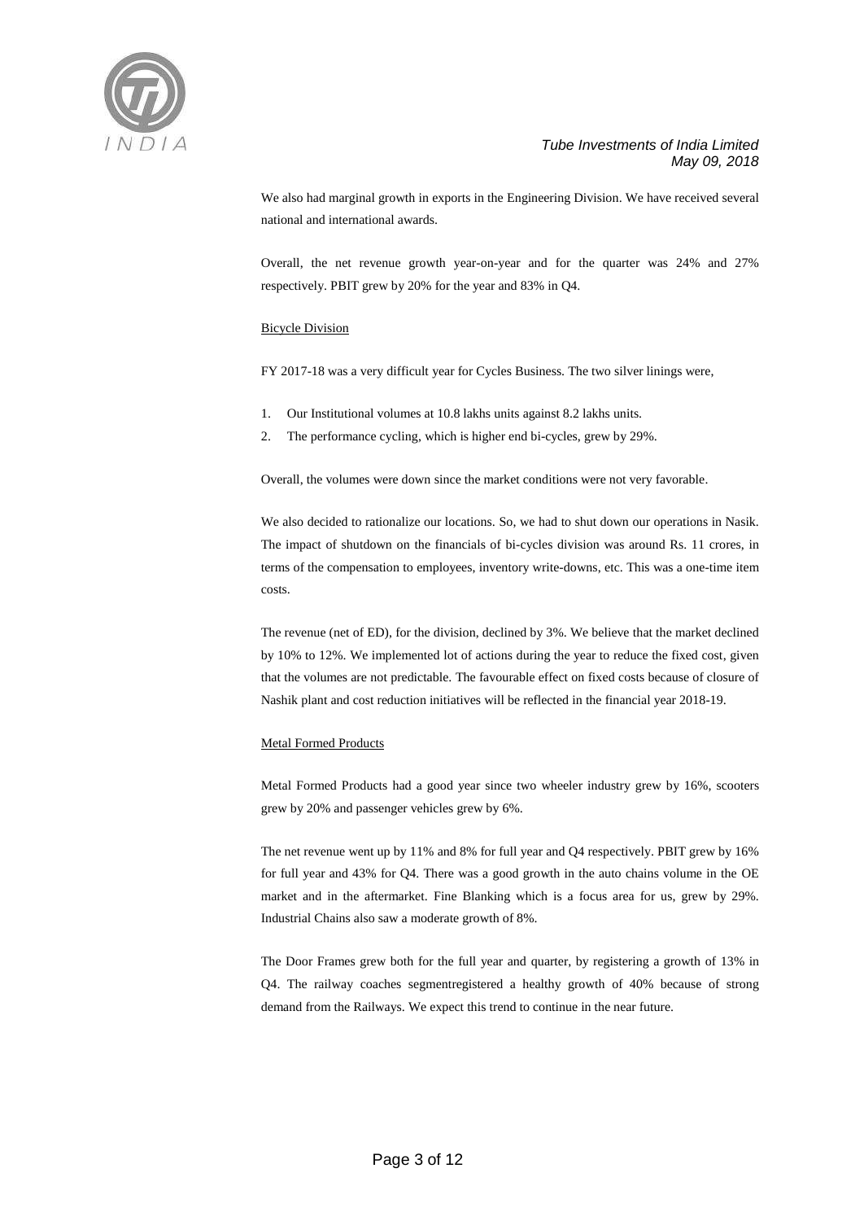We also had marginal growth in exports in the Engineering Division. We have received several national and international awards.

Overall, the net revenue growth year-on-year and for the quarter was 24% and 27% respectively. PBIT grew by 20% for the year and 83% in Q4.

## Bicycle Division

FY 2017-18 was a very difficult year for Cycles Business. The two silver linings were,

1. Our Institutional volumes at 10.8 lakhs units against 8.2 lakhs units.
2. The performance cycling, which is higher end bi-cycles, grew by 29%.

Overall, the volumes were down since the market conditions were not very favorable.

We also decided to rationalize our locations. So, we had to shut down our operations in Nasik. The impact of shutdown on the financials of bi-cycles division was around Rs. 11 crores, in terms of the compensation to employees, inventory write-downs, etc. This was a one-time item costs.

The revenue (net of ED), for the division, declined by 3%. We believe that the market declined by 10% to 12%. We implemented lot of actions during the year to reduce the fixed cost, given that the volumes are not predictable. The favourable effect on fixed costs because of closure of Nashik plant and cost reduction initiatives will be reflected in the financial year 2018-19.

## Metal Formed Products

Metal Formed Products had a good year since two wheeler industry grew by 16%, scooters grew by 20% and passenger vehicles grew by 6%.

The net revenue went up by 11% and 8% for full year and Q4 respectively. PBIT grew by 16% for full year and 43% for Q4. There was a good growth in the auto chains volume in the OE market and in the aftermarket. Fine Blanking which is a focus area for us, grew by 29%. Industrial Chains also saw a moderate growth of 8%.

The Door Frames grew both for the full year and quarter, by registering a growth of 13% in Q4. The railway coaches segmentregistered a healthy growth of 40% because of strong demand from the Railways. We expect this trend to continue in the near future.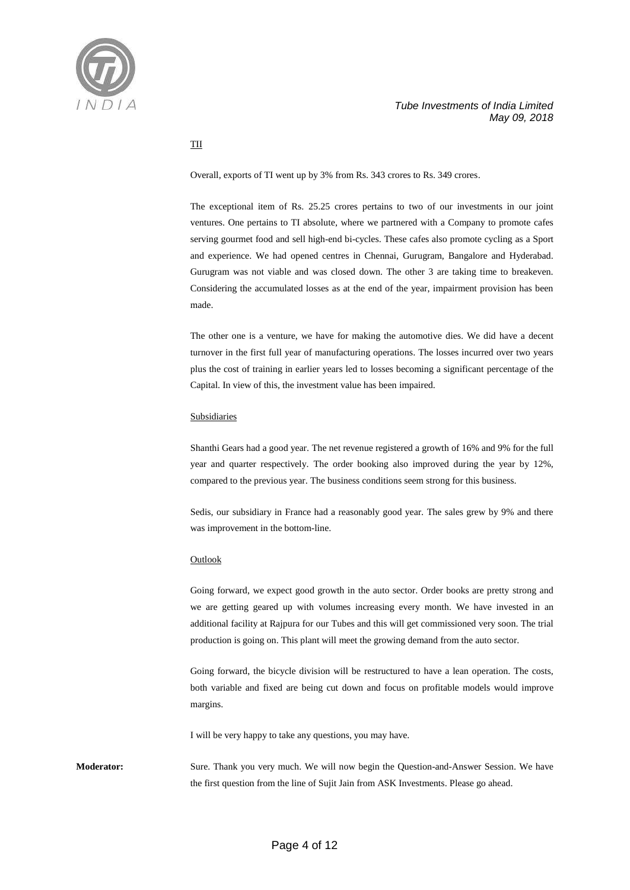TII

Overall, exports of TI went up by 3% from Rs. 343 crores to Rs. 349 crores.

The exceptional item of Rs. 25.25 crores pertains to two of our investments in our joint ventures. One pertains to TI absolute, where we partnered with a Company to promote cafes serving gourmet food and sell high-end bi-cycles. These cafes also promote cycling as a Sport and experience. We had opened centres in Chennai, Gurugram, Bangalore and Hyderabad. Gurugram was not viable and was closed down. The other 3 are taking time to breakeven. Considering the accumulated losses as at the end of the year, impairment provision has been made.

The other one is a venture, we have for making the automotive dies. We did have a decent turnover in the first full year of manufacturing operations. The losses incurred over two years plus the cost of training in earlier years led to losses becoming a significant percentage of the Capital. In view of this, the investment value has been impaired.

Subsidiaries

Shanthi Gears had a good year. The net revenue registered a growth of 16% and 9% for the full year and quarter respectively. The order booking also improved during the year by 12%, compared to the previous year. The business conditions seem strong for this business.

Sedis, our subsidiary in France had a reasonably good year. The sales grew by 9% and there was improvement in the bottom-line.

Outlook

Going forward, we expect good growth in the auto sector. Order books are pretty strong and we are getting geared up with volumes increasing every month. We have invested in an additional facility at Rajpura for our Tubes and this will get commissioned very soon. The trial production is going on. This plant will meet the growing demand from the auto sector.

Going forward, the bicycle division will be restructured to have a lean operation. The costs, both variable and fixed are being cut down and focus on profitable models would improve margins.

I will be very happy to take any questions, you may have.

**Moderator:** Sure. Thank you very much. We will now begin the Question-and-Answer Session. We have the first question from the line of Sujit Jain from ASK Investments. Please go ahead.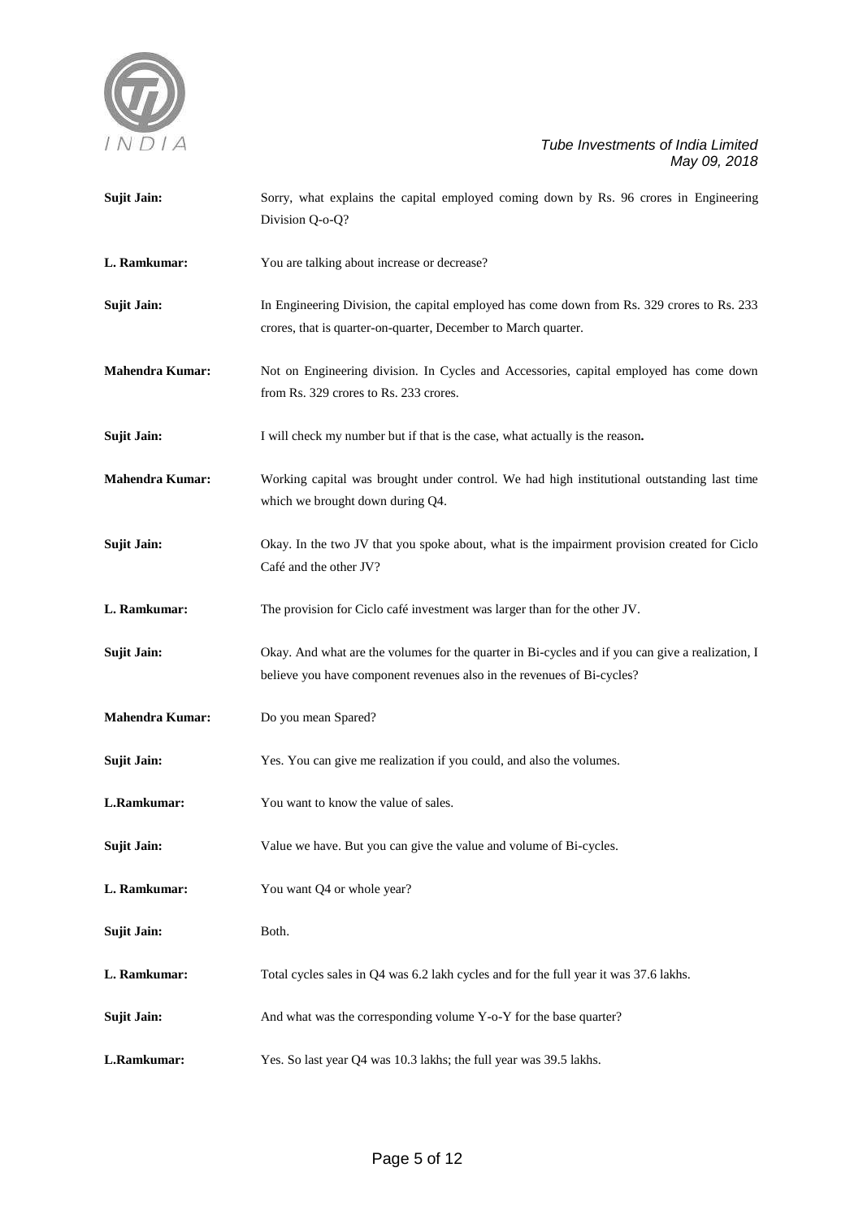**Sujit Jain:** Sorry, what explains the capital employed coming down by Rs. 96 crores in Engineering Division Q-o-Q?

**L. Ramkumar:** You are talking about increase or decrease?

**Sujit Jain:** In Engineering Division, the capital employed has come down from Rs. 329 crores to Rs. 233 crores, that is quarter-on-quarter, December to March quarter.

**Mahendra Kumar:** Not on Engineering division. In Cycles and Accessories, capital employed has come down from Rs. 329 crores to Rs. 233 crores.

**Sujit Jain:** I will check my number but if that is the case, what actually is the reason**.**

**Mahendra Kumar:** Working capital was brought under control. We had high institutional outstanding last time which we brought down during Q4.

**Sujit Jain:** Okay. In the two JV that you spoke about, what is the impairment provision created for Ciclo Café and the other JV?

**L. Ramkumar:** The provision for Ciclo café investment was larger than for the other JV.

**Sujit Jain:** Okay. And what are the volumes for the quarter in Bi-cycles and if you can give a realization, I believe you have component revenues also in the revenues of Bi-cycles?

**Mahendra Kumar:** Do you mean Spared?

**Sujit Jain:** Yes. You can give me realization if you could, and also the volumes.

**L.Ramkumar:** You want to know the value of sales.

**Sujit Jain:** Value we have. But you can give the value and volume of Bi-cycles.

**L. Ramkumar:** You want Q4 or whole year?

**Sujit Jain:** Both.

**L. Ramkumar:** Total cycles sales in Q4 was 6.2 lakh cycles and for the full year it was 37.6 lakhs.

**Sujit Jain:** And what was the corresponding volume Y-o-Y for the base quarter?

**L.Ramkumar:** Yes. So last year Q4 was 10.3 lakhs; the full year was 39.5 lakhs.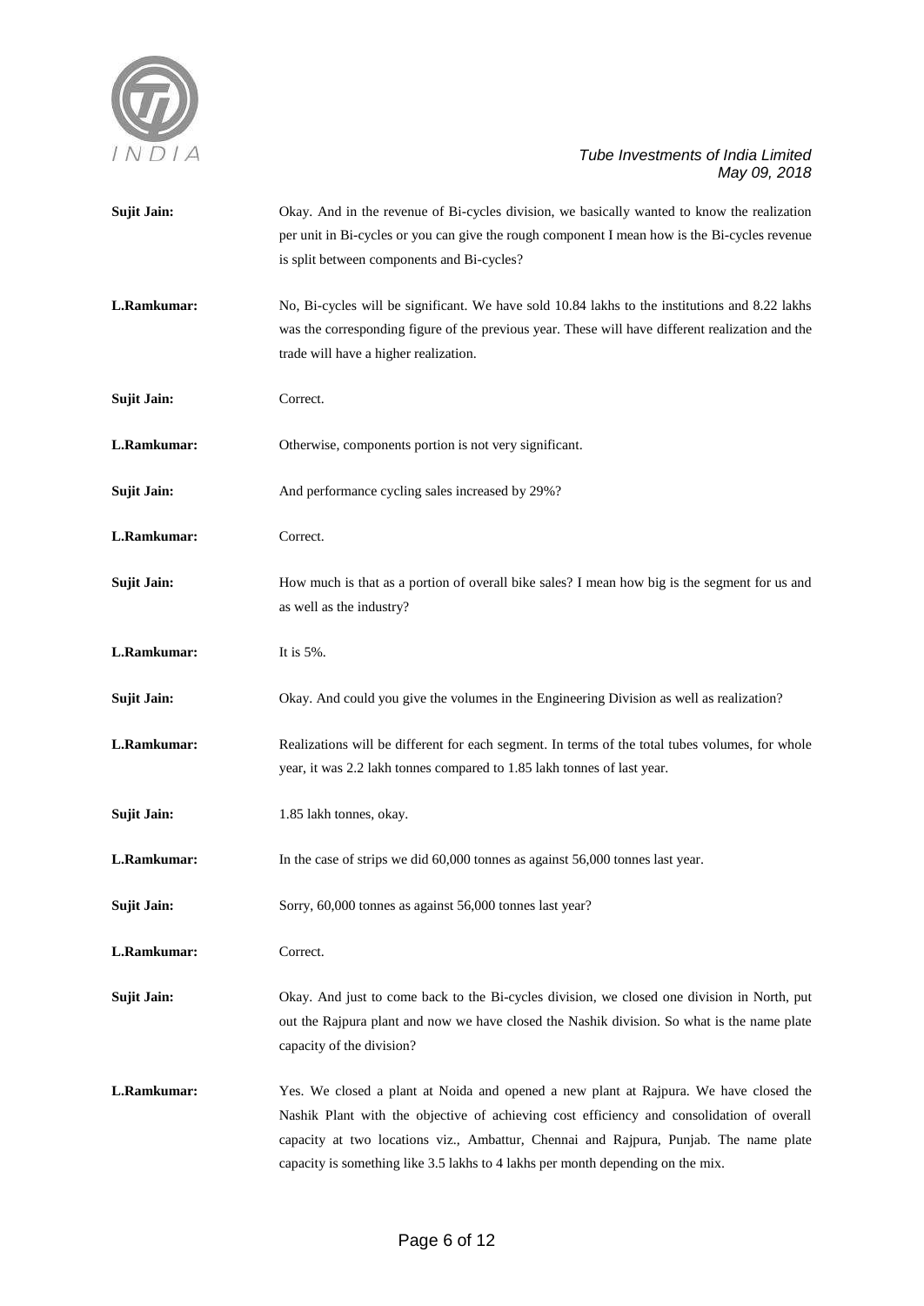**Sujit Jain:** Okay. And in the revenue of Bi-cycles division, we basically wanted to know the realization per unit in Bi-cycles or you can give the rough component I mean how is the Bi-cycles revenue is split between components and Bi-cycles?

**L.Ramkumar:** No, Bi-cycles will be significant. We have sold 10.84 lakhs to the institutions and 8.22 lakhs was the corresponding figure of the previous year. These will have different realization and the trade will have a higher realization.

**Sujit Jain:** Correct.

**L.Ramkumar:** Otherwise, components portion is not very significant.

**Sujit Jain:** And performance cycling sales increased by 29%?

**L.Ramkumar:** Correct.

**Sujit Jain:** How much is that as a portion of overall bike sales? I mean how big is the segment for us and as well as the industry?

**L.Ramkumar:** It is 5%.

**Sujit Jain:** Okay. And could you give the volumes in the Engineering Division as well as realization?

**L.Ramkumar:** Realizations will be different for each segment. In terms of the total tubes volumes, for whole year, it was 2.2 lakh tonnes compared to 1.85 lakh tonnes of last year.

**Sujit Jain:** 1.85 lakh tonnes, okay.

**L.Ramkumar:** In the case of strips we did 60,000 tonnes as against 56,000 tonnes last year.

**Sujit Jain:** Sorry, 60,000 tonnes as against 56,000 tonnes last year?

**L.Ramkumar:** Correct.

**Sujit Jain:** Okay. And just to come back to the Bi-cycles division, we closed one division in North, put out the Rajpura plant and now we have closed the Nashik division. So what is the name plate capacity of the division?

**L.Ramkumar:** Yes. We closed a plant at Noida and opened a new plant at Rajpura. We have closed the Nashik Plant with the objective of achieving cost efficiency and consolidation of overall capacity at two locations viz., Ambattur, Chennai and Rajpura, Punjab. The name plate capacity is something like 3.5 lakhs to 4 lakhs per month depending on the mix.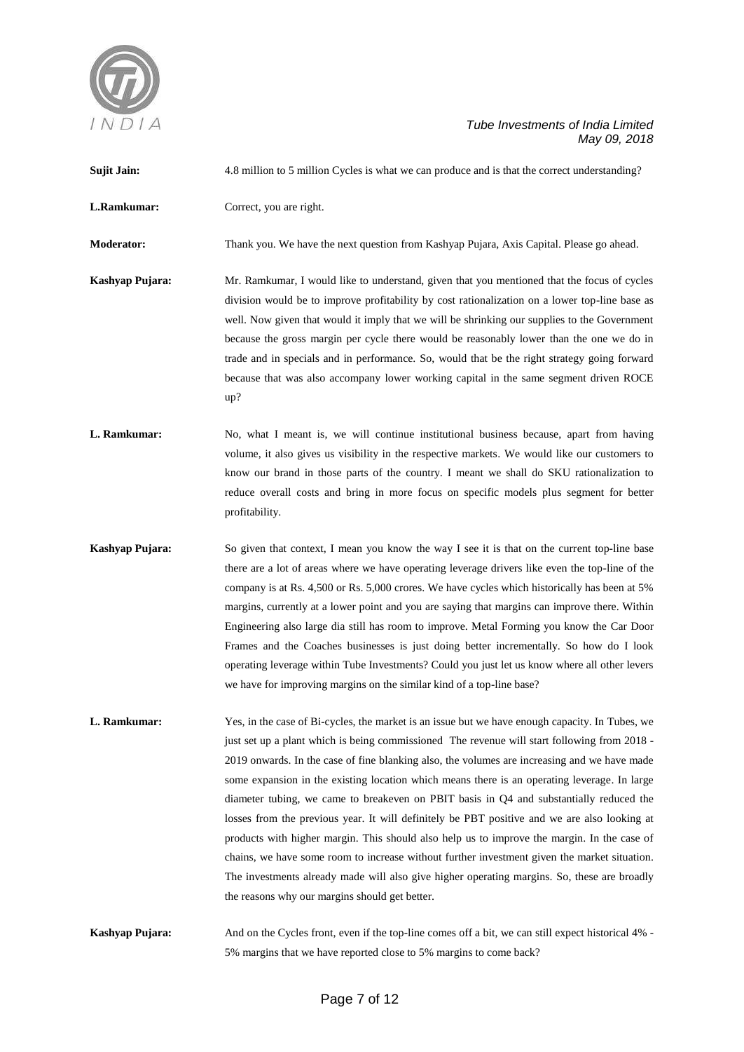**Sujit Jain:** 4.8 million to 5 million Cycles is what we can produce and is that the correct understanding?

**L.Ramkumar:** Correct, you are right.

**Moderator:** Thank you. We have the next question from Kashyap Pujara, Axis Capital. Please go ahead.

**Kashyap Pujara:** Mr. Ramkumar, I would like to understand, given that you mentioned that the focus of cycles division would be to improve profitability by cost rationalization on a lower top-line base as well. Now given that would it imply that we will be shrinking our supplies to the Government because the gross margin per cycle there would be reasonably lower than the one we do in trade and in specials and in performance. So, would that be the right strategy going forward because that was also accompany lower working capital in the same segment driven ROCE up?

**L. Ramkumar:** No, what I meant is, we will continue institutional business because, apart from having volume, it also gives us visibility in the respective markets. We would like our customers to know our brand in those parts of the country. I meant we shall do SKU rationalization to reduce overall costs and bring in more focus on specific models plus segment for better profitability.

**Kashyap Pujara:** So given that context, I mean you know the way I see it is that on the current top-line base there are a lot of areas where we have operating leverage drivers like even the top-line of the company is at Rs. 4,500 or Rs. 5,000 crores. We have cycles which historically has been at 5% margins, currently at a lower point and you are saying that margins can improve there. Within Engineering also large dia still has room to improve. Metal Forming you know the Car Door Frames and the Coaches businesses is just doing better incrementally. So how do I look operating leverage within Tube Investments? Could you just let us know where all other levers we have for improving margins on the similar kind of a top-line base?

**L. Ramkumar:** Yes, in the case of Bi-cycles, the market is an issue but we have enough capacity. In Tubes, we just set up a plant which is being commissioned The revenue will start following from 2018 - 2019 onwards. In the case of fine blanking also, the volumes are increasing and we have made some expansion in the existing location which means there is an operating leverage. In large diameter tubing, we came to breakeven on PBIT basis in Q4 and substantially reduced the losses from the previous year. It will definitely be PBT positive and we are also looking at products with higher margin. This should also help us to improve the margin. In the case of chains, we have some room to increase without further investment given the market situation. The investments already made will also give higher operating margins. So, these are broadly the reasons why our margins should get better.

**Kashyap Pujara:** And on the Cycles front, even if the top-line comes off a bit, we can still expect historical 4% - 5% margins that we have reported close to 5% margins to come back?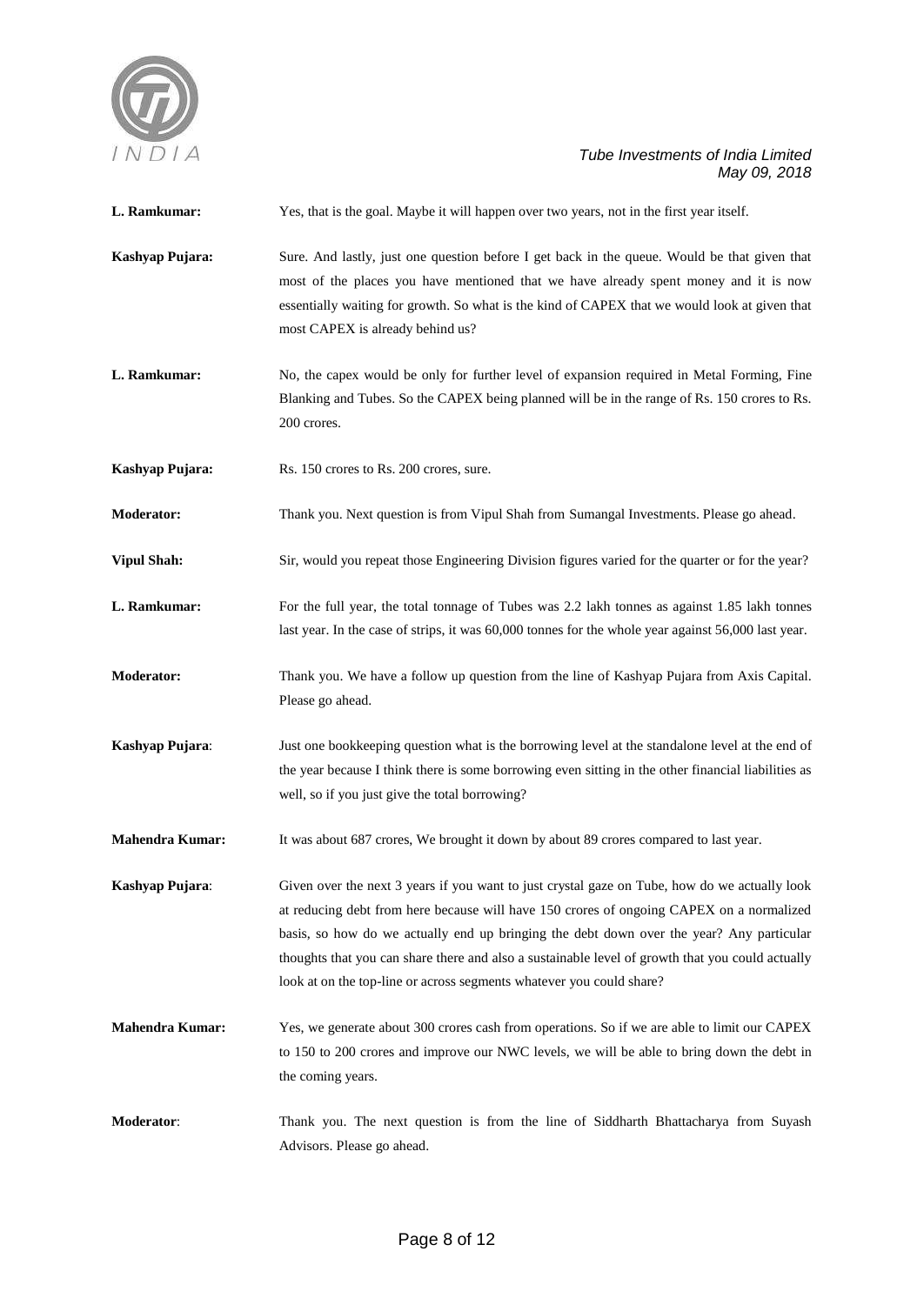**L. Ramkumar:** Yes, that is the goal. Maybe it will happen over two years, not in the first year itself.

**Kashyap Pujara:** Sure. And lastly, just one question before I get back in the queue. Would be that given that most of the places you have mentioned that we have already spent money and it is now essentially waiting for growth. So what is the kind of CAPEX that we would look at given that most CAPEX is already behind us?

**L. Ramkumar:** No, the capex would be only for further level of expansion required in Metal Forming, Fine Blanking and Tubes. So the CAPEX being planned will be in the range of Rs. 150 crores to Rs. 200 crores.

**Kashyap Pujara:** Rs. 150 crores to Rs. 200 crores, sure.

**Moderator:** Thank you. Next question is from Vipul Shah from Sumangal Investments. Please go ahead.

**Vipul Shah:** Sir, would you repeat those Engineering Division figures varied for the quarter or for the year?

**L. Ramkumar:** For the full year, the total tonnage of Tubes was 2.2 lakh tonnes as against 1.85 lakh tonnes last year. In the case of strips, it was 60,000 tonnes for the whole year against 56,000 last year.

**Moderator:** Thank you. We have a follow up question from the line of Kashyap Pujara from Axis Capital. Please go ahead.

**Kashyap Pujara**: Just one bookkeeping question what is the borrowing level at the standalone level at the end of the year because I think there is some borrowing even sitting in the other financial liabilities as well, so if you just give the total borrowing?

**Mahendra Kumar:** It was about 687 crores, We brought it down by about 89 crores compared to last year.

**Kashyap Pujara**: Given over the next 3 years if you want to just crystal gaze on Tube, how do we actually look at reducing debt from here because will have 150 crores of ongoing CAPEX on a normalized basis, so how do we actually end up bringing the debt down over the year? Any particular thoughts that you can share there and also a sustainable level of growth that you could actually look at on the top-line or across segments whatever you could share?

**Mahendra Kumar:** Yes, we generate about 300 crores cash from operations. So if we are able to limit our CAPEX to 150 to 200 crores and improve our NWC levels, we will be able to bring down the debt in the coming years.

**Moderator**: Thank you. The next question is from the line of Siddharth Bhattacharya from Suyash Advisors. Please go ahead.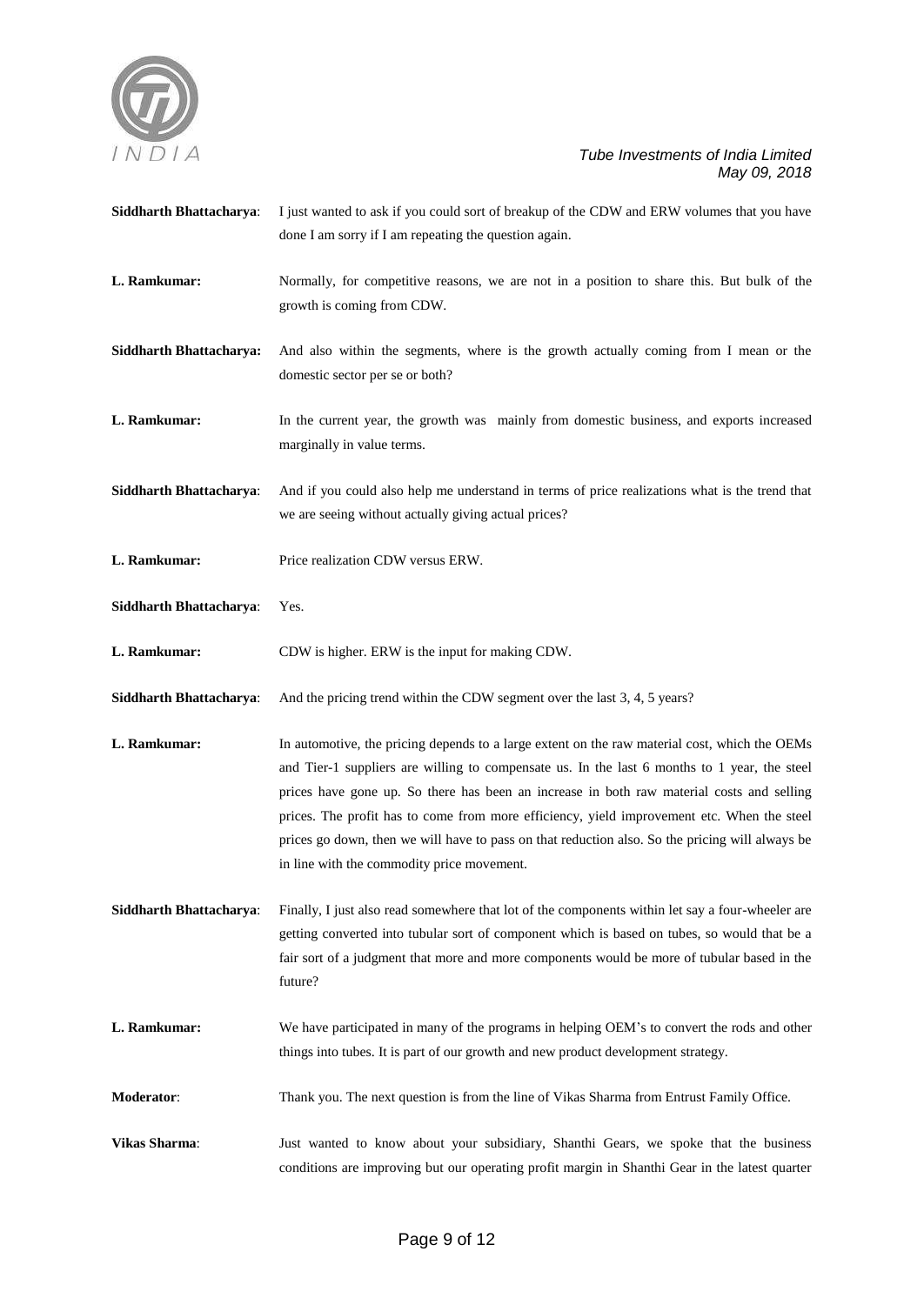**Siddharth Bhattacharya**: I just wanted to ask if you could sort of breakup of the CDW and ERW volumes that you have done I am sorry if I am repeating the question again.

**L. Ramkumar:** Normally, for competitive reasons, we are not in a position to share this. But bulk of the growth is coming from CDW.

**Siddharth Bhattacharya:** And also within the segments, where is the growth actually coming from I mean or the domestic sector per se or both?

**L. Ramkumar:** In the current year, the growth was mainly from domestic business, and exports increased marginally in value terms.

**Siddharth Bhattacharya**: And if you could also help me understand in terms of price realizations what is the trend that we are seeing without actually giving actual prices?

**L. Ramkumar:** Price realization CDW versus ERW.

**Siddharth Bhattacharya**: Yes.

**L. Ramkumar:** CDW is higher. ERW is the input for making CDW.

**Siddharth Bhattacharya**: And the pricing trend within the CDW segment over the last 3, 4, 5 years?

**L. Ramkumar:** In automotive, the pricing depends to a large extent on the raw material cost, which the OEMs and Tier-1 suppliers are willing to compensate us. In the last 6 months to 1 year, the steel prices have gone up. So there has been an increase in both raw material costs and selling prices. The profit has to come from more efficiency, yield improvement etc. When the steel prices go down, then we will have to pass on that reduction also. So the pricing will always be in line with the commodity price movement.

**Siddharth Bhattacharya**: Finally, I just also read somewhere that lot of the components within let say a four-wheeler are getting converted into tubular sort of component which is based on tubes, so would that be a fair sort of a judgment that more and more components would be more of tubular based in the future?

**L. Ramkumar:** We have participated in many of the programs in helping OEM's to convert the rods and other things into tubes. It is part of our growth and new product development strategy.

**Moderator**: Thank you. The next question is from the line of Vikas Sharma from Entrust Family Office.

**Vikas Sharma**: Just wanted to know about your subsidiary, Shanthi Gears, we spoke that the business conditions are improving but our operating profit margin in Shanthi Gear in the latest quarter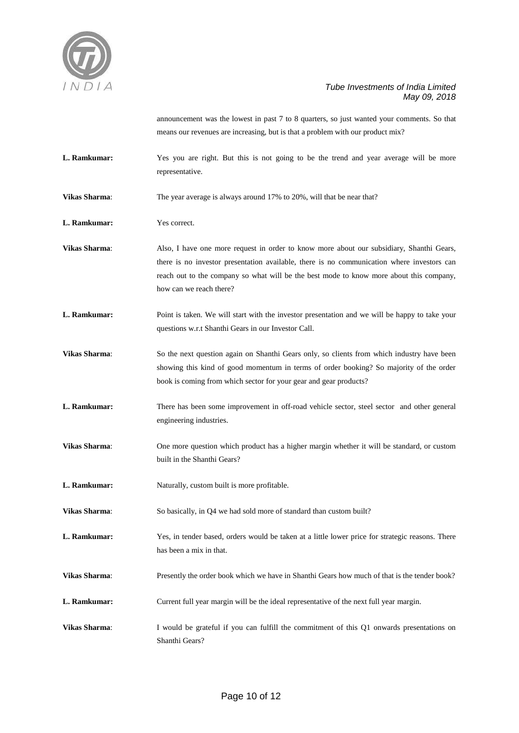announcement was the lowest in past 7 to 8 quarters, so just wanted your comments. So that means our revenues are increasing, but is that a problem with our product mix?

**L. Ramkumar:** Yes you are right. But this is not going to be the trend and year average will be more representative.

**Vikas Sharma**: The year average is always around 17% to 20%, will that be near that?

**L. Ramkumar:** Yes correct.

**Vikas Sharma**: Also, I have one more request in order to know more about our subsidiary, Shanthi Gears, there is no investor presentation available, there is no communication where investors can reach out to the company so what will be the best mode to know more about this company, how can we reach there?

**L. Ramkumar:** Point is taken. We will start with the investor presentation and we will be happy to take your questions w.r.t Shanthi Gears in our Investor Call.

**Vikas Sharma**: So the next question again on Shanthi Gears only, so clients from which industry have been showing this kind of good momentum in terms of order booking? So majority of the order book is coming from which sector for your gear and gear products?

**L. Ramkumar:** There has been some improvement in off-road vehicle sector, steel sector and other general engineering industries.

**Vikas Sharma**: One more question which product has a higher margin whether it will be standard, or custom built in the Shanthi Gears?

**L. Ramkumar:** Naturally, custom built is more profitable.

**Vikas Sharma**: So basically, in Q4 we had sold more of standard than custom built?

**L. Ramkumar:** Yes, in tender based, orders would be taken at a little lower price for strategic reasons. There has been a mix in that.

**Vikas Sharma**: Presently the order book which we have in Shanthi Gears how much of that is the tender book?

**L. Ramkumar:** Current full year margin will be the ideal representative of the next full year margin.

**Vikas Sharma**: I would be grateful if you can fulfill the commitment of this Q1 onwards presentations on Shanthi Gears?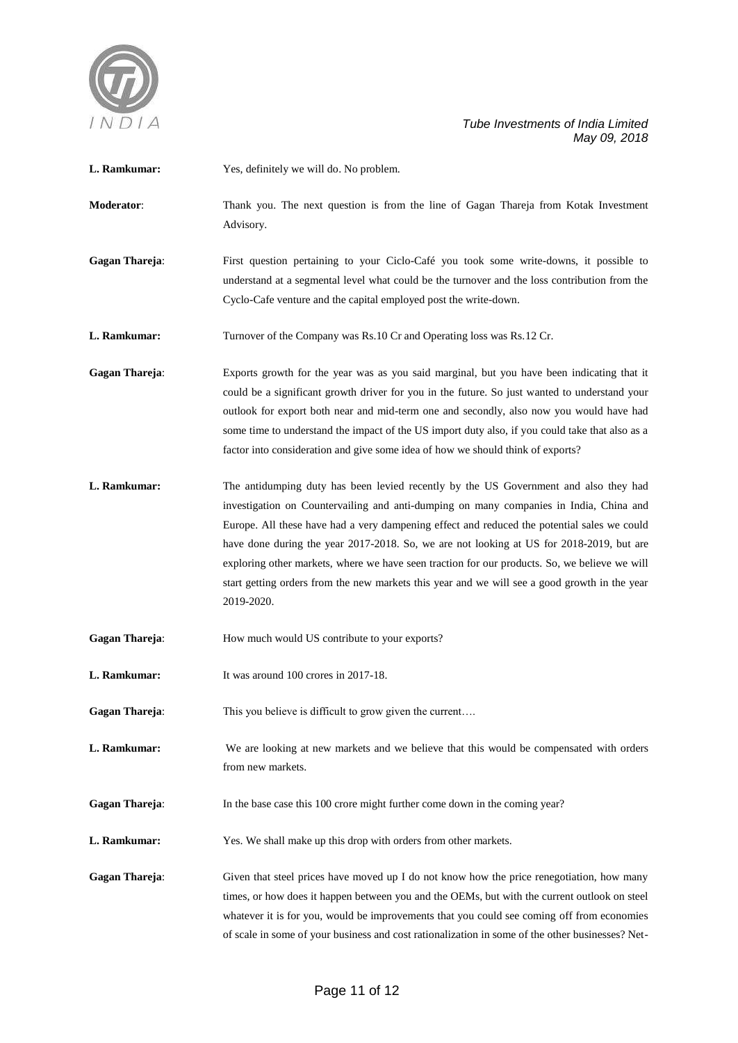**L. Ramkumar:** Yes, definitely we will do. No problem.

**Moderator**: Thank you. The next question is from the line of Gagan Thareja from Kotak Investment Advisory.

**Gagan Thareja**: First question pertaining to your Ciclo-Café you took some write-downs, it possible to understand at a segmental level what could be the turnover and the loss contribution from the Cyclo-Cafe venture and the capital employed post the write-down.

**L. Ramkumar:** Turnover of the Company was Rs.10 Cr and Operating loss was Rs.12 Cr.

**Gagan Thareja**: Exports growth for the year was as you said marginal, but you have been indicating that it could be a significant growth driver for you in the future. So just wanted to understand your outlook for export both near and mid-term one and secondly, also now you would have had some time to understand the impact of the US import duty also, if you could take that also as a factor into consideration and give some idea of how we should think of exports?

**L. Ramkumar:** The antidumping duty has been levied recently by the US Government and also they had investigation on Countervailing and anti-dumping on many companies in India, China and Europe. All these have had a very dampening effect and reduced the potential sales we could have done during the year 2017-2018. So, we are not looking at US for 2018-2019, but are exploring other markets, where we have seen traction for our products. So, we believe we will start getting orders from the new markets this year and we will see a good growth in the year 2019-2020.

**Gagan Thareja**: How much would US contribute to your exports?

**L. Ramkumar:** It was around 100 crores in 2017-18.

**Gagan Thareja**: This you believe is difficult to grow given the current….

**L. Ramkumar:** We are looking at new markets and we believe that this would be compensated with orders from new markets.

**Gagan Thareja**: In the base case this 100 crore might further come down in the coming year?

**L. Ramkumar:** Yes. We shall make up this drop with orders from other markets.

**Gagan Thareja**: Given that steel prices have moved up I do not know how the price renegotiation, how many times, or how does it happen between you and the OEMs, but with the current outlook on steel whatever it is for you, would be improvements that you could see coming off from economies of scale in some of your business and cost rationalization in some of the other businesses? Net-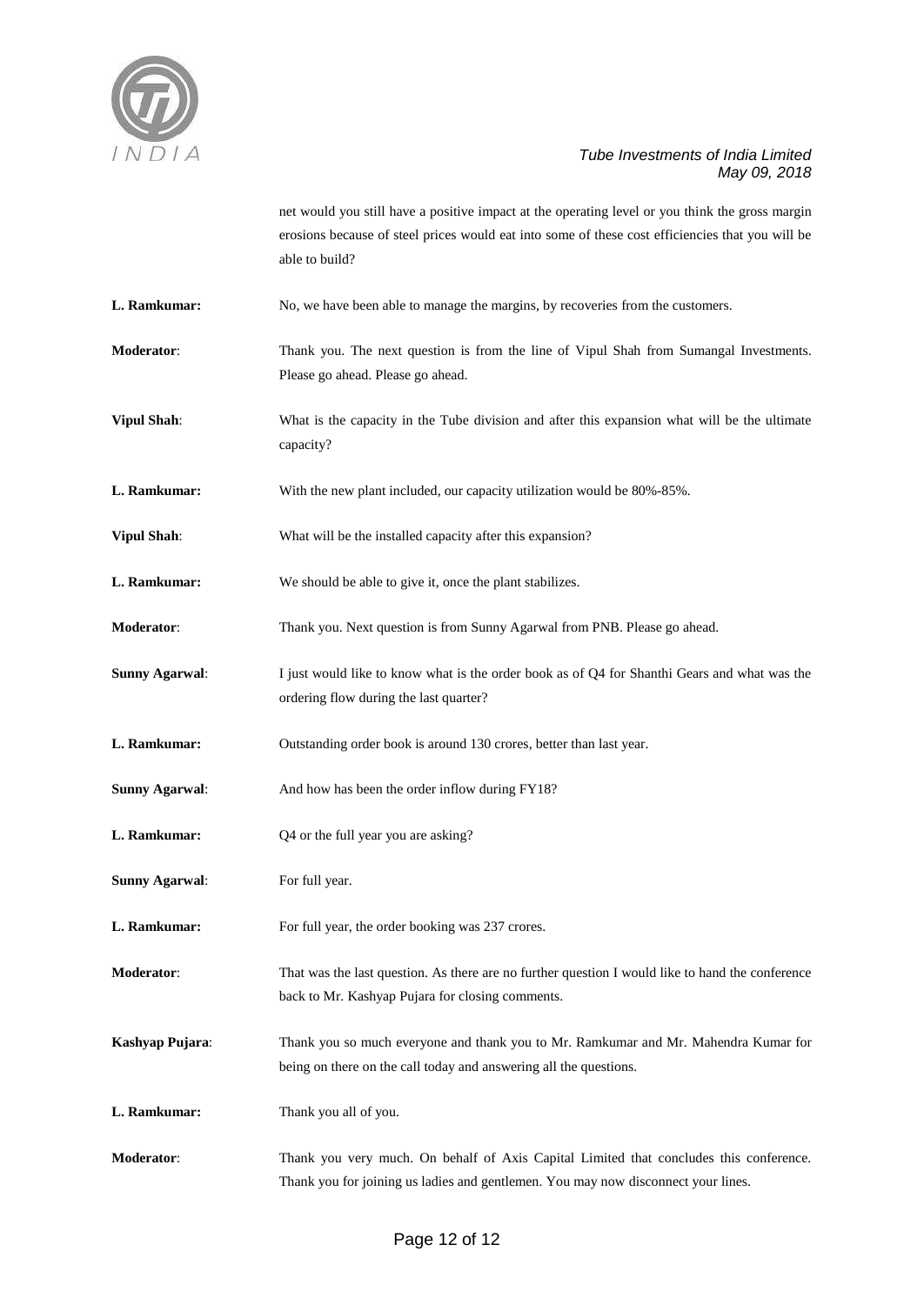net would you still have a positive impact at the operating level or you think the gross margin erosions because of steel prices would eat into some of these cost efficiencies that you will be able to build?

**L. Ramkumar:** No, we have been able to manage the margins, by recoveries from the customers.

**Moderator**: Thank you. The next question is from the line of Vipul Shah from Sumangal Investments. Please go ahead. Please go ahead.

**Vipul Shah**: What is the capacity in the Tube division and after this expansion what will be the ultimate capacity?

**L. Ramkumar:** With the new plant included, our capacity utilization would be 80%-85%.

**Vipul Shah**: What will be the installed capacity after this expansion?

**L. Ramkumar:** We should be able to give it, once the plant stabilizes.

**Moderator**: Thank you. Next question is from Sunny Agarwal from PNB. Please go ahead.

**Sunny Agarwal**: I just would like to know what is the order book as of Q4 for Shanthi Gears and what was the ordering flow during the last quarter?

**L. Ramkumar:** Outstanding order book is around 130 crores, better than last year.

**Sunny Agarwal**: And how has been the order inflow during FY18?

**L. Ramkumar:** Q4 or the full year you are asking?

**Sunny Agarwal**: For full year.

**L. Ramkumar:** For full year, the order booking was 237 crores.

**Moderator**: That was the last question. As there are no further question I would like to hand the conference back to Mr. Kashyap Pujara for closing comments.

**Kashyap Pujara**: Thank you so much everyone and thank you to Mr. Ramkumar and Mr. Mahendra Kumar for being on there on the call today and answering all the questions.

**L. Ramkumar:** Thank you all of you.

**Moderator**: Thank you very much. On behalf of Axis Capital Limited that concludes this conference. Thank you for joining us ladies and gentlemen. You may now disconnect your lines.